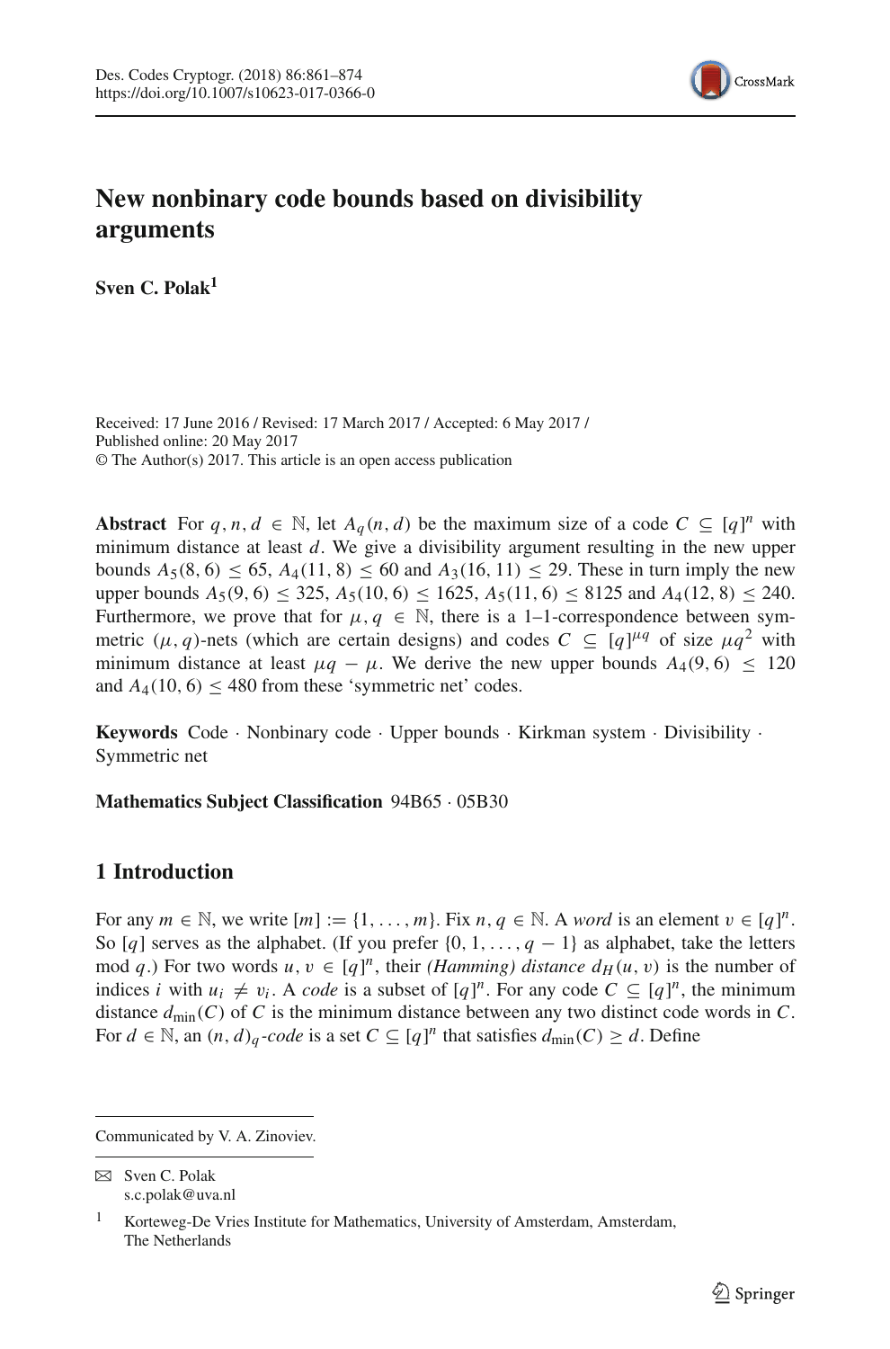# New nonbinary code bounds based on divisibility arguments

**Sven C. Polak**[1]

Received: 17 June 2016 / Revised: 17 March 2017 / Accepted: 6 May 2017 / Published online: 20 May 2017
© The Author(s) 2017. This article is an open access publication

**Abstract** For $q, n, d \in \mathbb{N}$, let $A_q(n, d)$ be the maximum size of a code $C \subseteq [q]^n$ with minimum distance at least $d$. We give a divisibility argument resulting in the new upper bounds $A_5(8, 6) \leq 65$, $A_4(11, 8) \leq 60$ and $A_3(16, 11) \leq 29$. These in turn imply the new upper bounds $A_5(9, 6) \leq 325$, $A_5(10, 6) \leq 1625$, $A_5(11, 6) \leq 8125$ and $A_4(12, 8) \leq 240$. Furthermore, we prove that for $\mu, q \in \mathbb{N}$, there is a 1–1-correspondence between symmetric $(\mu, q)$-nets (which are certain designs) and codes $C \subseteq [q]^{\mu q}$ of size $\mu q^2$ with minimum distance at least $\mu q - \mu$. We derive the new upper bounds $A_4(9, 6) \leq 120$ and $A_4(10, 6) \leq 480$ from these 'symmetric net' codes.

**Keywords** Code · Nonbinary code · Upper bounds · Kirkman system · Divisibility · Symmetric net

**Mathematics Subject Classification** 94B65 · 05B30

## 1 Introduction

For any $m \in \mathbb{N}$, we write $[m] := \{1, \ldots, m\}$. Fix $n, q \in \mathbb{N}$. A *word* is an element $v \in [q]^n$. So $[q]$ serves as the alphabet. (If you prefer $\{0, 1, \ldots, q-1\}$ as alphabet, take the letters mod $q$.) For two words $u, v \in [q]^n$, their *(Hamming) distance* $d_H(u, v)$ is the number of indices $i$ with $u_i \neq v_i$. A *code* is a subset of $[q]^n$. For any code $C \subseteq [q]^n$, the minimum distance $d_{\min}(C)$ of $C$ is the minimum distance between any two distinct code words in $C$. For $d \in \mathbb{N}$, an $(n, d)_q$*-code* is a set $C \subseteq [q]^n$ that satisfies $d_{\min}(C) \geq d$. Define

---

Communicated by V. A. Zinoviev.

✉ Sven C. Polak
s.c.polak@uva.nl

[1] Korteweg-De Vries Institute for Mathematics, University of Amsterdam, Amsterdam, The Netherlands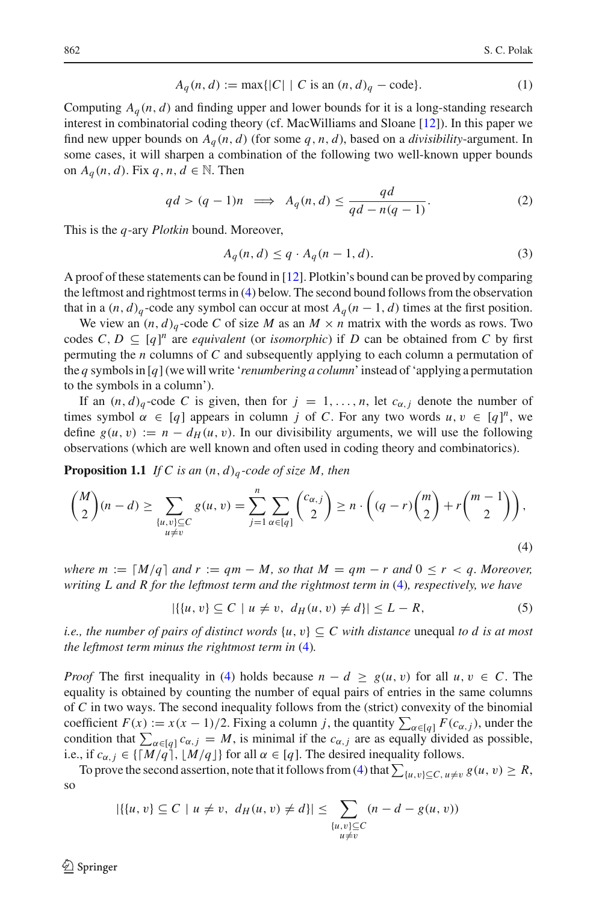$$A_q(n,d) := \max\{|C| \mid C \text{ is an } (n,d)_q-\text{code}\}. \tag{1}$$

Computing $A_q(n,d)$ and finding upper and lower bounds for it is a long-standing research interest in combinatorial coding theory (cf. MacWilliams and Sloane [12]). In this paper we find new upper bounds on $A_q(n,d)$ (for some $q,n,d$), based on a *divisibility*-argument. In some cases, it will sharpen a combination of the following two well-known upper bounds on $A_q(n,d)$. Fix $q,n,d \in \mathbb{N}$. Then

$$qd > (q-1)n \implies A_q(n,d) \le \frac{qd}{qd - n(q-1)}. \tag{2}$$

This is the $q$-ary *Plotkin* bound. Moreover,

$$A_q(n,d) \le q \cdot A_q(n-1,d). \tag{3}$$

A proof of these statements can be found in [12]. Plotkin's bound can be proved by comparing the leftmost and rightmost terms in (4) below. The second bound follows from the observation that in a $(n,d)_q$-code any symbol can occur at most $A_q(n-1,d)$ times at the first position.

We view an $(n,d)_q$-code $C$ of size $M$ as an $M \times n$ matrix with the words as rows. Two codes $C, D \subseteq [q]^n$ are *equivalent* (or *isomorphic*) if $D$ can be obtained from $C$ by first permuting the $n$ columns of $C$ and subsequently applying to each column a permutation of the $q$ symbols in $[q]$ (we will write '*renumbering a column*' instead of 'applying a permutation to the symbols in a column').

If an $(n,d)_q$-code $C$ is given, then for $j = 1,\dots,n$, let $c_{\alpha,j}$ denote the number of times symbol $\alpha \in [q]$ appears in column $j$ of $C$. For any two words $u, v \in [q]^n$, we define $g(u,v) := n - d_H(u,v)$. In our divisibility arguments, we will use the following observations (which are well known and often used in coding theory and combinatorics).

**Proposition 1.1** *If $C$ is an $(n,d)_q$-code of size $M$, then*

$$\binom{M}{2}(n-d) \ge \sum_{\substack{\{u,v\}\subseteq C\\ u\neq v}} g(u,v) = \sum_{j=1}^{n}\sum_{\alpha\in[q]}\binom{c_{\alpha,j}}{2} \ge n\cdot\left((q-r)\binom{m}{2} + r\binom{m-1}{2}\right), \tag{4}$$

*where $m := \lceil M/q \rceil$ and $r := qm - M$, so that $M = qm - r$ and $0 \le r < q$. Moreover, writing $L$ and $R$ for the leftmost term and the rightmost term in (4), respectively, we have*

$$|\{\{u,v\} \subseteq C \mid u \neq v,\ d_H(u,v) \neq d\}| \le L - R, \tag{5}$$

*i.e., the number of pairs of distinct words $\{u,v\} \subseteq C$ with distance* unequal *to $d$ is at most the leftmost term minus the rightmost term in (4).*

*Proof* The first inequality in (4) holds because $n - d \ge g(u,v)$ for all $u, v \in C$. The equality is obtained by counting the number of equal pairs of entries in the same columns of $C$ in two ways. The second inequality follows from the (strict) convexity of the binomial coefficient $F(x) := x(x-1)/2$. Fixing a column $j$, the quantity $\sum_{\alpha\in[q]} F(c_{\alpha,j})$, under the condition that $\sum_{\alpha\in[q]} c_{\alpha,j} = M$, is minimal if the $c_{\alpha,j}$ are as equally divided as possible, i.e., if $c_{\alpha,j} \in \{\lceil M/q \rceil, \lfloor M/q \rfloor\}$ for all $\alpha \in [q]$. The desired inequality follows.

To prove the second assertion, note that it follows from (4) that $\sum_{\{u,v\}\subseteq C,\, u\neq v} g(u,v) \ge R$, so

$$|\{\{u,v\} \subseteq C \mid u \neq v,\ d_H(u,v) \neq d\}| \le \sum_{\substack{\{u,v\}\subseteq C\\ u\neq v}} (n - d - g(u,v))$$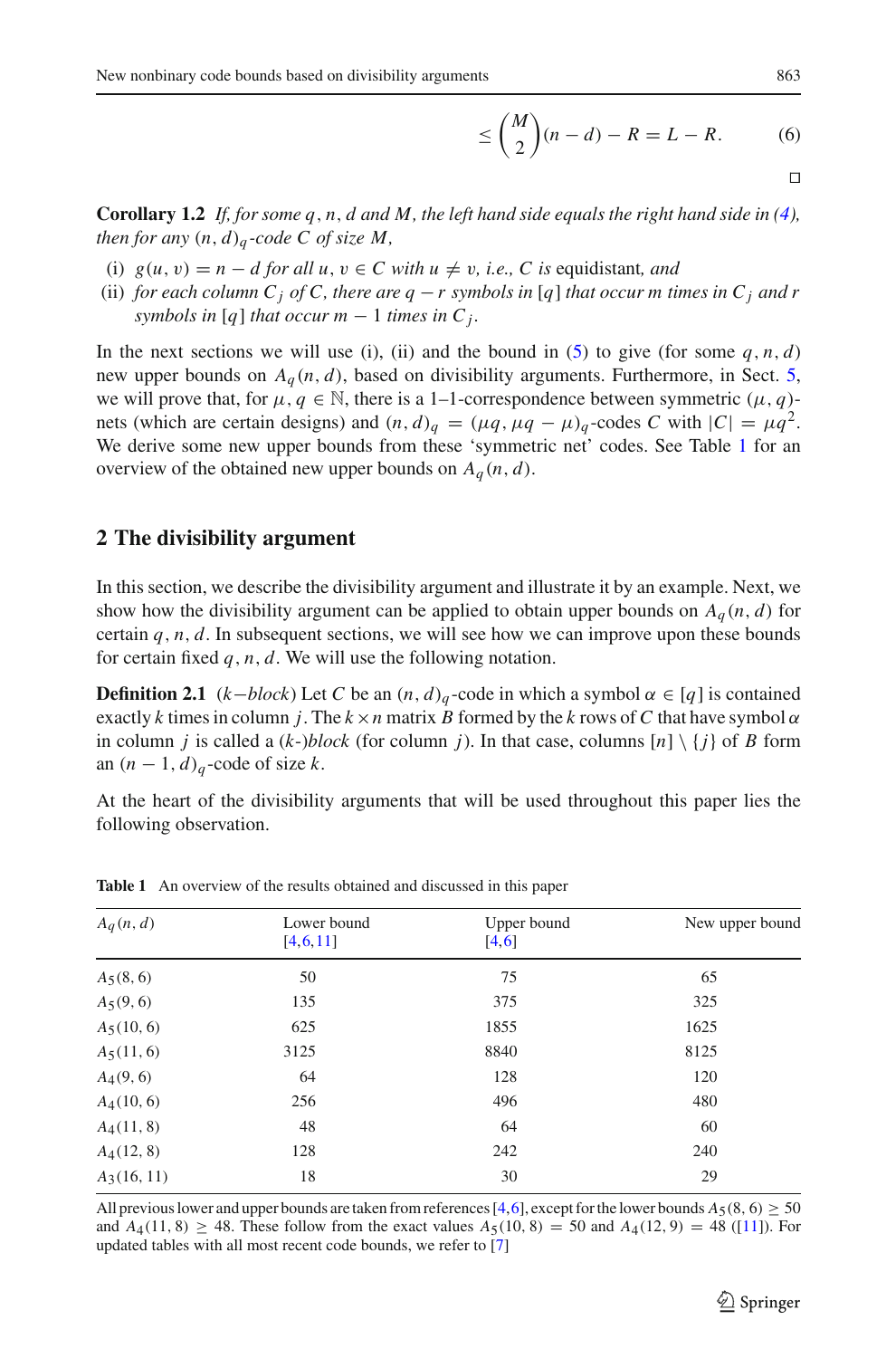$$\leq \binom{M}{2}(n-d) - R = L - R. \tag{6}$$

□

**Corollary 1.2** *If, for some $q, n, d$ and $M$, the left hand side equals the right hand side in (4), then for any $(n, d)_q$-code $C$ of size $M$,*

(i) $g(u, v) = n - d$ *for all $u, v \in C$ with $u \neq v$, i.e., $C$ is* equidistant, *and*
(ii) *for each column $C_j$ of $C$, there are $q - r$ symbols in $[q]$ that occur $m$ times in $C_j$ and $r$ symbols in $[q]$ that occur $m - 1$ times in $C_j$.*

In the next sections we will use (i), (ii) and the bound in (5) to give (for some $q, n, d$) new upper bounds on $A_q(n, d)$, based on divisibility arguments. Furthermore, in Sect. 5, we will prove that, for $\mu, q \in \mathbb{N}$, there is a 1–1-correspondence between symmetric $(\mu, q)$-nets (which are certain designs) and $(n, d)_q = (\mu q, \mu q - \mu)_q$-codes $C$ with $|C| = \mu q^2$. We derive some new upper bounds from these 'symmetric net' codes. See Table 1 for an overview of the obtained new upper bounds on $A_q(n, d)$.

## 2 The divisibility argument

In this section, we describe the divisibility argument and illustrate it by an example. Next, we show how the divisibility argument can be applied to obtain upper bounds on $A_q(n, d)$ for certain $q, n, d$. In subsequent sections, we will see how we can improve upon these bounds for certain fixed $q, n, d$. We will use the following notation.

**Definition 2.1** ($k$*−block*) Let $C$ be an $(n, d)_q$-code in which a symbol $\alpha \in [q]$ is contained exactly $k$ times in column $j$. The $k \times n$ matrix $B$ formed by the $k$ rows of $C$ that have symbol $\alpha$ in column $j$ is called a ($k$-)*block* (for column $j$). In that case, columns $[n] \setminus \{j\}$ of $B$ form an $(n - 1, d)_q$-code of size $k$.

At the heart of the divisibility arguments that will be used throughout this paper lies the following observation.

**Table 1** An overview of the results obtained and discussed in this paper

| $A_q(n, d)$ | Lower bound [4,6,11] | Upper bound [4,6] | New upper bound |
|---|---|---|---|
| $A_5(8, 6)$ | 50 | 75 | 65 |
| $A_5(9, 6)$ | 135 | 375 | 325 |
| $A_5(10, 6)$ | 625 | 1855 | 1625 |
| $A_5(11, 6)$ | 3125 | 8840 | 8125 |
| $A_4(9, 6)$ | 64 | 128 | 120 |
| $A_4(10, 6)$ | 256 | 496 | 480 |
| $A_4(11, 8)$ | 48 | 64 | 60 |
| $A_4(12, 8)$ | 128 | 242 | 240 |
| $A_3(16, 11)$ | 18 | 30 | 29 |

All previous lower and upper bounds are taken from references [4,6], except for the lower bounds $A_5(8, 6) \geq 50$ and $A_4(11, 8) \geq 48$. These follow from the exact values $A_5(10, 8) = 50$ and $A_4(12, 9) = 48$ ([11]). For updated tables with all most recent code bounds, we refer to [7]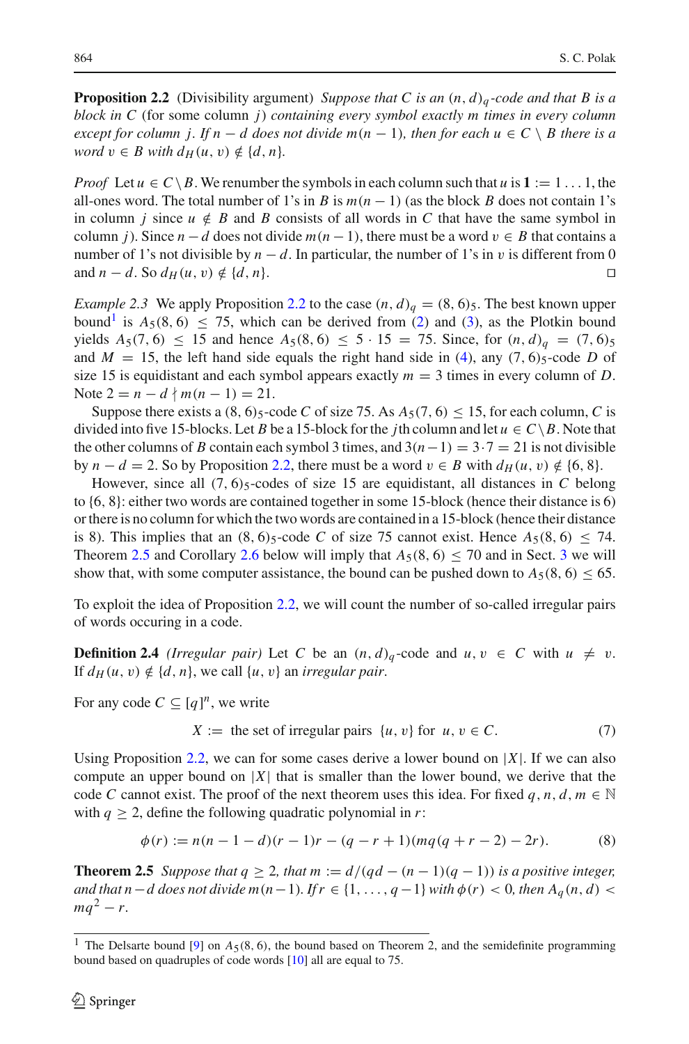**Proposition 2.2** (Divisibility argument) *Suppose that $C$ is an $(n, d)_q$-code and that $B$ is a block in $C$* (for some column $j$) *containing every symbol exactly $m$ times in every column except for column $j$. If $n - d$ does not divide $m(n-1)$, then for each $u \in C \setminus B$ there is a word $v \in B$ with $d_H(u, v) \notin \{d, n\}$.*

*Proof* Let $u \in C \setminus B$. We renumber the symbols in each column such that $u$ is $\mathbf{1} := 1 \ldots 1$, the all-ones word. The total number of 1's in $B$ is $m(n-1)$ (as the block $B$ does not contain 1's in column $j$ since $u \notin B$ and $B$ consists of all words in $C$ that have the same symbol in column $j$). Since $n - d$ does not divide $m(n-1)$, there must be a word $v \in B$ that contains a number of 1's not divisible by $n - d$. In particular, the number of 1's in $v$ is different from 0 and $n - d$. So $d_H(u, v) \notin \{d, n\}$. □

*Example 2.3* We apply Proposition 2.2 to the case $(n, d)_q = (8, 6)_5$. The best known upper bound[1] is $A_5(8, 6) \leq 75$, which can be derived from (2) and (3), as the Plotkin bound yields $A_5(7, 6) \leq 15$ and hence $A_5(8, 6) \leq 5 \cdot 15 = 75$. Since, for $(n, d)_q = (7, 6)_5$ and $M = 15$, the left hand side equals the right hand side in (4), any $(7, 6)_5$-code $D$ of size 15 is equidistant and each symbol appears exactly $m = 3$ times in every column of $D$. Note $2 = n - d \nmid m(n-1) = 21$.

Suppose there exists a $(8, 6)_5$-code $C$ of size 75. As $A_5(7, 6) \leq 15$, for each column, $C$ is divided into five 15-blocks. Let $B$ be a 15-block for the $j$th column and let $u \in C \setminus B$. Note that the other columns of $B$ contain each symbol 3 times, and $3(n-1) = 3 \cdot 7 = 21$ is not divisible by $n - d = 2$. So by Proposition 2.2, there must be a word $v \in B$ with $d_H(u, v) \notin \{6, 8\}$.

However, since all $(7, 6)_5$-codes of size 15 are equidistant, all distances in $C$ belong to $\{6, 8\}$: either two words are contained together in some 15-block (hence their distance is 6) or there is no column for which the two words are contained in a 15-block (hence their distance is 8). This implies that an $(8, 6)_5$-code $C$ of size 75 cannot exist. Hence $A_5(8, 6) \leq 74$. Theorem 2.5 and Corollary 2.6 below will imply that $A_5(8, 6) \leq 70$ and in Sect. 3 we will show that, with some computer assistance, the bound can be pushed down to $A_5(8, 6) \leq 65$.

To exploit the idea of Proposition 2.2, we will count the number of so-called irregular pairs of words occuring in a code.

**Definition 2.4** *(Irregular pair)* Let $C$ be an $(n, d)_q$-code and $u, v \in C$ with $u \neq v$. If $d_H(u, v) \notin \{d, n\}$, we call $\{u, v\}$ an *irregular pair*.

For any code $C \subseteq [q]^n$, we write

$$X := \text{ the set of irregular pairs } \{u, v\} \text{ for } u, v \in C. \tag{7}$$

Using Proposition 2.2, we can for some cases derive a lower bound on $|X|$. If we can also compute an upper bound on $|X|$ that is smaller than the lower bound, we derive that the code $C$ cannot exist. The proof of the next theorem uses this idea. For fixed $q, n, d, m \in \mathbb{N}$ with $q \geq 2$, define the following quadratic polynomial in $r$:

$$\phi(r) := n(n-1-d)(r-1)r - (q-r+1)(mq(q+r-2) - 2r). \tag{8}$$

**Theorem 2.5** *Suppose that $q \geq 2$, that $m := d/(qd - (n-1)(q-1))$ is a positive integer, and that $n - d$ does not divide $m(n-1)$. If $r \in \{1, \ldots, q-1\}$ with $\phi(r) < 0$, then $A_q(n, d) < mq^2 - r$.*

---

[1] The Delsarte bound [9] on $A_5(8, 6)$, the bound based on Theorem 2, and the semidefinite programming bound based on quadruples of code words [10] all are equal to 75.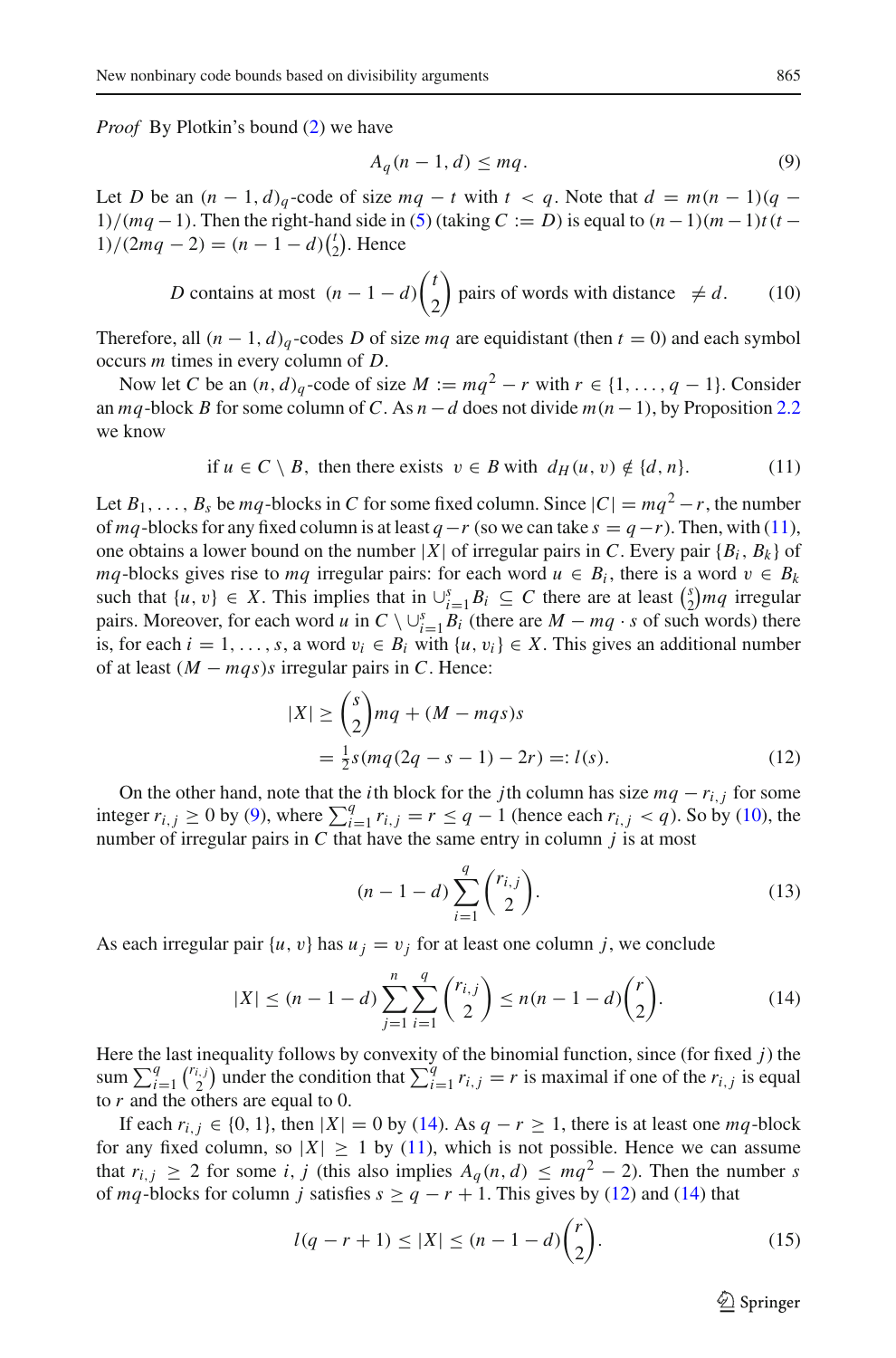*Proof* By Plotkin's bound (2) we have

$$A_q(n-1, d) \leq mq. \tag{9}$$

Let $D$ be an $(n-1, d)_q$-code of size $mq - t$ with $t < q$. Note that $d = m(n-1)(q-1)/(mq-1)$. Then the right-hand side in (5) (taking $C := D$) is equal to $(n-1)(m-1)t(t-1)/(2mq-2) = (n-1-d)\binom{t}{2}$. Hence

$$D \text{ contains at most } (n-1-d)\binom{t}{2} \text{ pairs of words with distance } \neq d. \tag{10}$$

Therefore, all $(n-1, d)_q$-codes $D$ of size $mq$ are equidistant (then $t = 0$) and each symbol occurs $m$ times in every column of $D$.

Now let $C$ be an $(n, d)_q$-code of size $M := mq^2 - r$ with $r \in \{1, \ldots, q-1\}$. Consider an $mq$-block $B$ for some column of $C$. As $n - d$ does not divide $m(n-1)$, by Proposition 2.2 we know

$$\text{if } u \in C \setminus B, \text{ then there exists } v \in B \text{ with } d_H(u, v) \notin \{d, n\}. \tag{11}$$

Let $B_1, \ldots, B_s$ be $mq$-blocks in $C$ for some fixed column. Since $|C| = mq^2 - r$, the number of $mq$-blocks for any fixed column is at least $q - r$ (so we can take $s = q - r$). Then, with (11), one obtains a lower bound on the number $|X|$ of irregular pairs in $C$. Every pair $\{B_i, B_k\}$ of $mq$-blocks gives rise to $mq$ irregular pairs: for each word $u \in B_i$, there is a word $v \in B_k$ such that $\{u, v\} \in X$. This implies that in $\cup_{i=1}^{s} B_i \subseteq C$ there are at least $\binom{s}{2}mq$ irregular pairs. Moreover, for each word $u$ in $C \setminus \cup_{i=1}^{s} B_i$ (there are $M - mq \cdot s$ of such words) there is, for each $i = 1, \ldots, s$, a word $v_i \in B_i$ with $\{u, v_i\} \in X$. This gives an additional number of at least $(M - mqs)s$ irregular pairs in $C$. Hence:

$$\begin{aligned} |X| &\geq \binom{s}{2}mq + (M - mqs)s \\ &= \tfrac{1}{2}s(mq(2q - s - 1) - 2r) =: l(s). \end{aligned} \tag{12}$$

On the other hand, note that the $i$th block for the $j$th column has size $mq - r_{i,j}$ for some integer $r_{i,j} \geq 0$ by (9), where $\sum_{i=1}^{q} r_{i,j} = r \leq q - 1$ (hence each $r_{i,j} < q$). So by (10), the number of irregular pairs in $C$ that have the same entry in column $j$ is at most

$$(n-1-d)\sum_{i=1}^{q}\binom{r_{i,j}}{2}. \tag{13}$$

As each irregular pair $\{u, v\}$ has $u_j = v_j$ for at least one column $j$, we conclude

$$|X| \leq (n-1-d)\sum_{j=1}^{n}\sum_{i=1}^{q}\binom{r_{i,j}}{2} \leq n(n-1-d)\binom{r}{2}. \tag{14}$$

Here the last inequality follows by convexity of the binomial function, since (for fixed $j$) the sum $\sum_{i=1}^{q}\binom{r_{i,j}}{2}$ under the condition that $\sum_{i=1}^{q} r_{i,j} = r$ is maximal if one of the $r_{i,j}$ is equal to $r$ and the others are equal to 0.

If each $r_{i,j} \in \{0, 1\}$, then $|X| = 0$ by (14). As $q - r \geq 1$, there is at least one $mq$-block for any fixed column, so $|X| \geq 1$ by (11), which is not possible. Hence we can assume that $r_{i,j} \geq 2$ for some $i, j$ (this also implies $A_q(n, d) \leq mq^2 - 2$). Then the number $s$ of $mq$-blocks for column $j$ satisfies $s \geq q - r + 1$. This gives by (12) and (14) that

$$l(q - r + 1) \leq |X| \leq (n-1-d)\binom{r}{2}. \tag{15}$$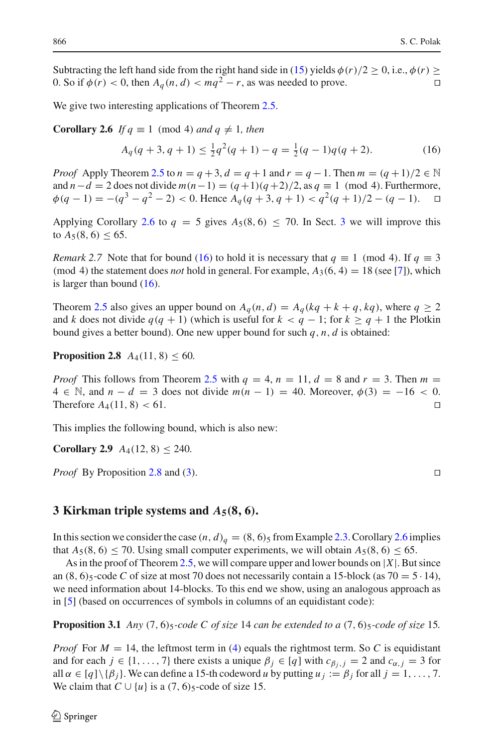Subtracting the left hand side from the right hand side in (15) yields $\phi(r)/2 \geq 0$, i.e., $\phi(r) \geq 0$. So if $\phi(r) < 0$, then $A_q(n, d) < mq^2 - r$, as was needed to prove. □

We give two interesting applications of Theorem 2.5.

**Corollary 2.6** *If* $q \equiv 1 \pmod 4$ *and* $q \neq 1$*, then*

$$A_q(q+3, q+1) \leq \tfrac{1}{2}q^2(q+1) - q = \tfrac{1}{2}(q-1)q(q+2). \tag{16}$$

*Proof* Apply Theorem 2.5 to $n = q+3$, $d = q+1$ and $r = q-1$. Then $m = (q+1)/2 \in \mathbb{N}$ and $n - d = 2$ does not divide $m(n-1) = (q+1)(q+2)/2$, as $q \equiv 1 \pmod 4$. Furthermore, $\phi(q-1) = -(q^3 - q^2 - 2) < 0$. Hence $A_q(q+3, q+1) < q^2(q+1)/2 - (q-1)$. □

Applying Corollary 2.6 to $q = 5$ gives $A_5(8, 6) \leq 70$. In Sect. 3 we will improve this to $A_5(8, 6) \leq 65$.

*Remark 2.7* Note that for bound (16) to hold it is necessary that $q \equiv 1 \pmod 4$. If $q \equiv 3 \pmod 4$ the statement does *not* hold in general. For example, $A_3(6, 4) = 18$ (see [7]), which is larger than bound (16).

Theorem 2.5 also gives an upper bound on $A_q(n, d) = A_q(kq + k + q, kq)$, where $q \geq 2$ and $k$ does not divide $q(q+1)$ (which is useful for $k < q - 1$; for $k \geq q + 1$ the Plotkin bound gives a better bound). One new upper bound for such $q, n, d$ is obtained:

**Proposition 2.8** $A_4(11, 8) \leq 60$.

*Proof* This follows from Theorem 2.5 with $q = 4$, $n = 11$, $d = 8$ and $r = 3$. Then $m = 4 \in \mathbb{N}$, and $n - d = 3$ does not divide $m(n-1) = 40$. Moreover, $\phi(3) = -16 < 0$. Therefore $A_4(11, 8) < 61$. □

This implies the following bound, which is also new:

**Corollary 2.9** $A_4(12, 8) \leq 240$.

*Proof* By Proposition 2.8 and (3). □

## 3 Kirkman triple systems and $A_5(8, 6)$.

In this section we consider the case $(n, d)_q = (8, 6)_5$ from Example 2.3. Corollary 2.6 implies that $A_5(8, 6) \leq 70$. Using small computer experiments, we will obtain $A_5(8, 6) \leq 65$.

As in the proof of Theorem 2.5, we will compare upper and lower bounds on $|X|$. But since an $(8, 6)_5$-code $C$ of size at most 70 does not necessarily contain a 15-block (as $70 = 5 \cdot 14$), we need information about 14-blocks. To this end we show, using an analogous approach as in [5] (based on occurrences of symbols in columns of an equidistant code):

**Proposition 3.1** *Any* $(7, 6)_5$*-code* $C$ *of size* 14 *can be extended to a* $(7, 6)_5$*-code of size* 15.

*Proof* For $M = 14$, the leftmost term in (4) equals the rightmost term. So $C$ is equidistant and for each $j \in \{1, \ldots, 7\}$ there exists a unique $\beta_j \in [q]$ with $c_{\beta_j, j} = 2$ and $c_{\alpha, j} = 3$ for all $\alpha \in [q] \setminus \{\beta_j\}$. We can define a 15-th codeword $u$ by putting $u_j := \beta_j$ for all $j = 1, \ldots, 7$. We claim that $C \cup \{u\}$ is a $(7, 6)_5$-code of size 15.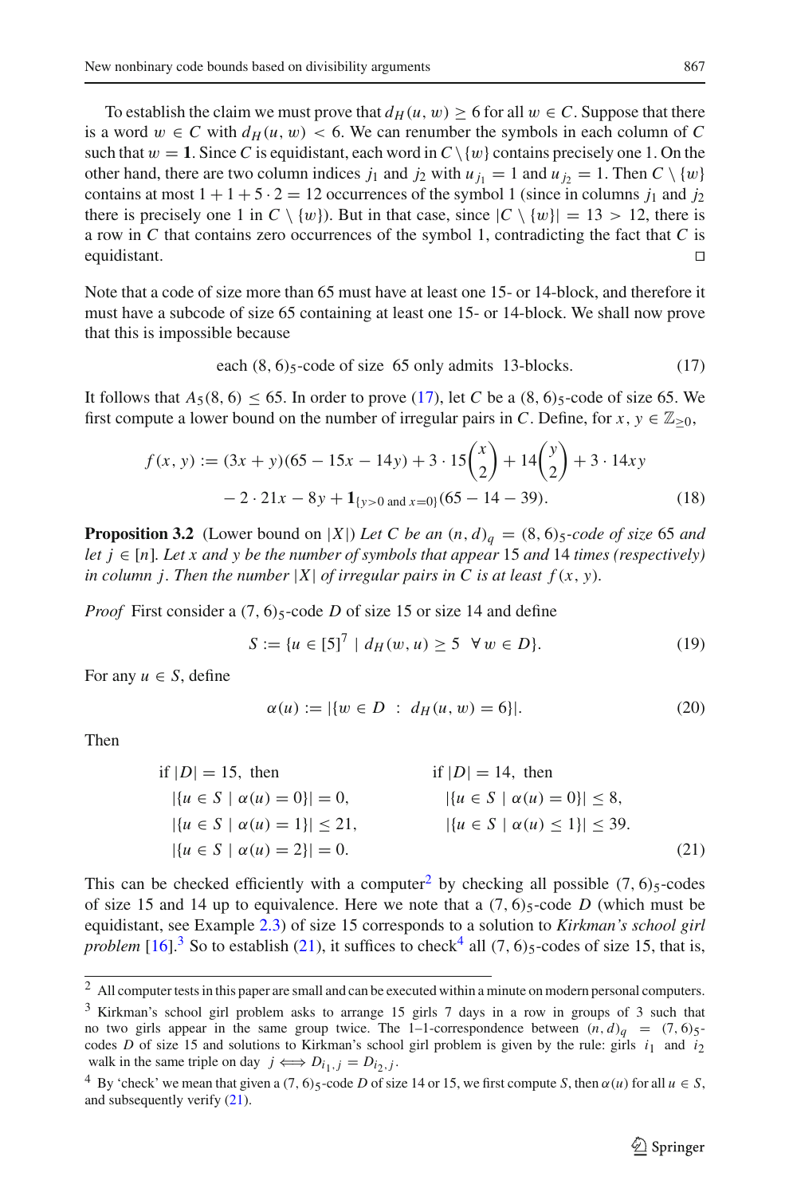To establish the claim we must prove that $d_H(u, w) \geq 6$ for all $w \in C$. Suppose that there is a word $w \in C$ with $d_H(u, w) < 6$. We can renumber the symbols in each column of $C$ such that $w = \mathbf{1}$. Since $C$ is equidistant, each word in $C \setminus \{w\}$ contains precisely one 1. On the other hand, there are two column indices $j_1$ and $j_2$ with $u_{j_1} = 1$ and $u_{j_2} = 1$. Then $C \setminus \{w\}$ contains at most $1 + 1 + 5 \cdot 2 = 12$ occurrences of the symbol 1 (since in columns $j_1$ and $j_2$ there is precisely one 1 in $C \setminus \{w\}$). But in that case, since $|C \setminus \{w\}| = 13 > 12$, there is a row in $C$ that contains zero occurrences of the symbol 1, contradicting the fact that $C$ is equidistant. $\square$

Note that a code of size more than 65 must have at least one 15- or 14-block, and therefore it must have a subcode of size 65 containing at least one 15- or 14-block. We shall now prove that this is impossible because

$$\text{each } (8,6)_5\text{-code of size } 65 \text{ only admits } 13\text{-blocks.} \tag{17}$$

It follows that $A_5(8, 6) \leq 65$. In order to prove (17), let $C$ be a $(8, 6)_5$-code of size 65. We first compute a lower bound on the number of irregular pairs in $C$. Define, for $x, y \in \mathbb{Z}_{\geq 0}$,

$$\begin{aligned} f(x, y) := (3x + y)(65 - 15x - 14y) + 3 \cdot 15\binom{x}{2} + 14\binom{y}{2} + 3 \cdot 14xy \\ - 2 \cdot 21x - 8y + \mathbf{1}_{\{y>0 \text{ and } x=0\}}(65 - 14 - 39). \end{aligned} \tag{18}$$

**Proposition 3.2** (Lower bound on $|X|$) *Let $C$ be an $(n, d)_q = (8, 6)_5$-code of size 65 and let $j \in [n]$. Let $x$ and $y$ be the number of symbols that appear 15 and 14 times (respectively) in column $j$. Then the number $|X|$ of irregular pairs in $C$ is at least $f(x, y)$.*

*Proof* First consider a $(7, 6)_5$-code $D$ of size 15 or size 14 and define

$$S := \{u \in [5]^7 \mid d_H(w, u) \geq 5 \;\; \forall\, w \in D\}. \tag{19}$$

For any $u \in S$, define

$$\alpha(u) := |\{w \in D \;:\; d_H(u, w) = 6\}|. \tag{20}$$

Then

$$\begin{array}{ll} \text{if } |D| = 15, \text{ then} & \text{if } |D| = 14, \text{ then} \\ \quad |\{u \in S \mid \alpha(u) = 0\}| = 0, & \quad |\{u \in S \mid \alpha(u) = 0\}| \leq 8, \\ \quad |\{u \in S \mid \alpha(u) = 1\}| \leq 21, & \quad |\{u \in S \mid \alpha(u) \leq 1\}| \leq 39. \\ \quad |\{u \in S \mid \alpha(u) = 2\}| = 0. & \end{array} \tag{21}$$

This can be checked efficiently with a computer[2] by checking all possible $(7, 6)_5$-codes of size 15 and 14 up to equivalence. Here we note that a $(7, 6)_5$-code $D$ (which must be equidistant, see Example 2.3) of size 15 corresponds to a solution to *Kirkman's school girl problem* [16].[3] So to establish (21), it suffices to check[4] all $(7, 6)_5$-codes of size 15, that is,

---

[2] All computer tests in this paper are small and can be executed within a minute on modern personal computers.

[3] Kirkman's school girl problem asks to arrange 15 girls 7 days in a row in groups of 3 such that no two girls appear in the same group twice. The 1–1-correspondence between $(n, d)_q = (7, 6)_5$-codes $D$ of size 15 and solutions to Kirkman's school girl problem is given by the rule: girls $i_1$ and $i_2$ walk in the same triple on day $j \iff D_{i_1,j} = D_{i_2,j}$.

[4] By 'check' we mean that given a $(7, 6)_5$-code $D$ of size 14 or 15, we first compute $S$, then $\alpha(u)$ for all $u \in S$, and subsequently verify (21).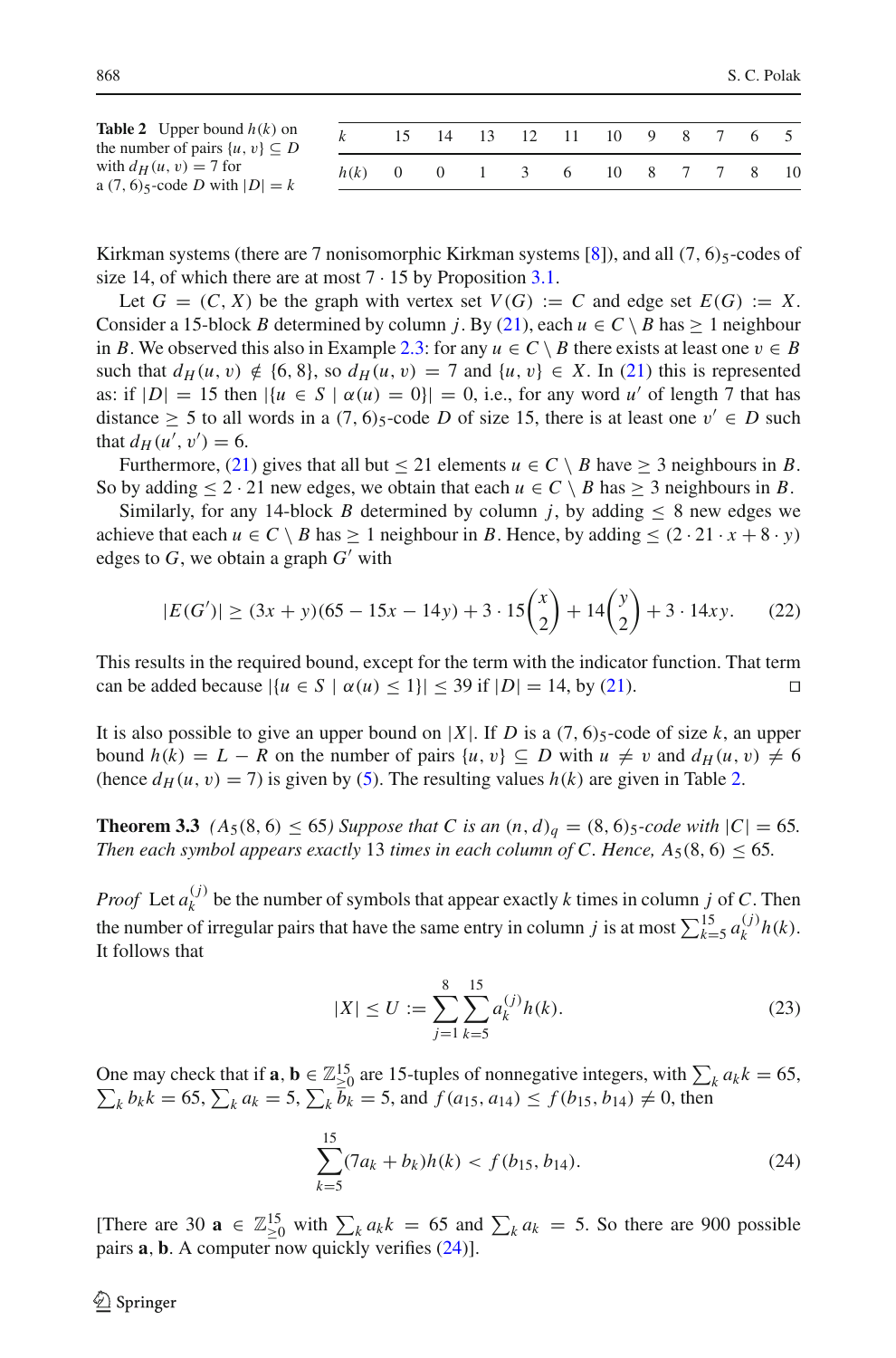**Table 2** Upper bound $h(k)$ on the number of pairs $\{u, v\} \subseteq D$ with $d_H(u, v) = 7$ for a $(7, 6)_5$-code $D$ with $|D| = k$

| $k$ | 15 | 14 | 13 | 12 | 11 | 10 | 9 | 8 | 7 | 6 | 5 |
|---|---|---|---|---|---|---|---|---|---|---|---|
| $h(k)$ | 0 | 0 | 1 | 3 | 6 | 10 | 8 | 7 | 7 | 8 | 10 |

Kirkman systems (there are 7 nonisomorphic Kirkman systems [8]), and all $(7, 6)_5$-codes of size 14, of which there are at most $7 \cdot 15$ by Proposition 3.1.

Let $G = (C, X)$ be the graph with vertex set $V(G) := C$ and edge set $E(G) := X$. Consider a 15-block $B$ determined by column $j$. By (21), each $u \in C \setminus B$ has $\geq 1$ neighbour in $B$. We observed this also in Example 2.3: for any $u \in C \setminus B$ there exists at least one $v \in B$ such that $d_H(u, v) \notin \{6, 8\}$, so $d_H(u, v) = 7$ and $\{u, v\} \in X$. In (21) this is represented as: if $|D| = 15$ then $|\{u \in S \mid \alpha(u) = 0\}| = 0$, i.e., for any word $u'$ of length 7 that has distance $\geq 5$ to all words in a $(7, 6)_5$-code $D$ of size 15, there is at least one $v' \in D$ such that $d_H(u', v') = 6$.

Furthermore, (21) gives that all but $\leq 21$ elements $u \in C \setminus B$ have $\geq 3$ neighbours in $B$. So by adding $\leq 2 \cdot 21$ new edges, we obtain that each $u \in C \setminus B$ has $\geq 3$ neighbours in $B$.

Similarly, for any 14-block $B$ determined by column $j$, by adding $\leq 8$ new edges we achieve that each $u \in C \setminus B$ has $\geq 1$ neighbour in $B$. Hence, by adding $\leq (2 \cdot 21 \cdot x + 8 \cdot y)$ edges to $G$, we obtain a graph $G'$ with

$$|E(G')| \geq (3x + y)(65 - 15x - 14y) + 3 \cdot 15\binom{x}{2} + 14\binom{y}{2} + 3 \cdot 14xy. \tag{22}$$

This results in the required bound, except for the term with the indicator function. That term can be added because $|\{u \in S \mid \alpha(u) \leq 1\}| \leq 39$ if $|D| = 14$, by (21). □

It is also possible to give an upper bound on $|X|$. If $D$ is a $(7, 6)_5$-code of size $k$, an upper bound $h(k) = L - R$ on the number of pairs $\{u, v\} \subseteq D$ with $u \neq v$ and $d_H(u, v) \neq 6$ (hence $d_H(u, v) = 7$) is given by (5). The resulting values $h(k)$ are given in Table 2.

**Theorem 3.3** *($A_5(8, 6) \leq 65$) Suppose that $C$ is an $(n, d)_q = (8, 6)_5$-code with $|C| = 65$. Then each symbol appears exactly 13 times in each column of $C$. Hence, $A_5(8, 6) \leq 65$.*

*Proof* Let $a_k^{(j)}$ be the number of symbols that appear exactly $k$ times in column $j$ of $C$. Then the number of irregular pairs that have the same entry in column $j$ is at most $\sum_{k=5}^{15} a_k^{(j)} h(k)$. It follows that

$$|X| \leq U := \sum_{j=1}^{8} \sum_{k=5}^{15} a_k^{(j)} h(k). \tag{23}$$

One may check that if $\mathbf{a}, \mathbf{b} \in \mathbb{Z}_{\geq 0}^{15}$ are 15-tuples of nonnegative integers, with $\sum_k a_k k = 65$, $\sum_k b_k k = 65$, $\sum_k a_k = 5$, $\sum_k b_k = 5$, and $f(a_{15}, a_{14}) \leq f(b_{15}, b_{14}) \neq 0$, then

$$\sum_{k=5}^{15} (7a_k + b_k)h(k) < f(b_{15}, b_{14}). \tag{24}$$

[There are 30 $\mathbf{a} \in \mathbb{Z}_{\geq 0}^{15}$ with $\sum_k a_k k = 65$ and $\sum_k a_k = 5$. So there are 900 possible pairs $\mathbf{a}, \mathbf{b}$. A computer now quickly verifies (24)].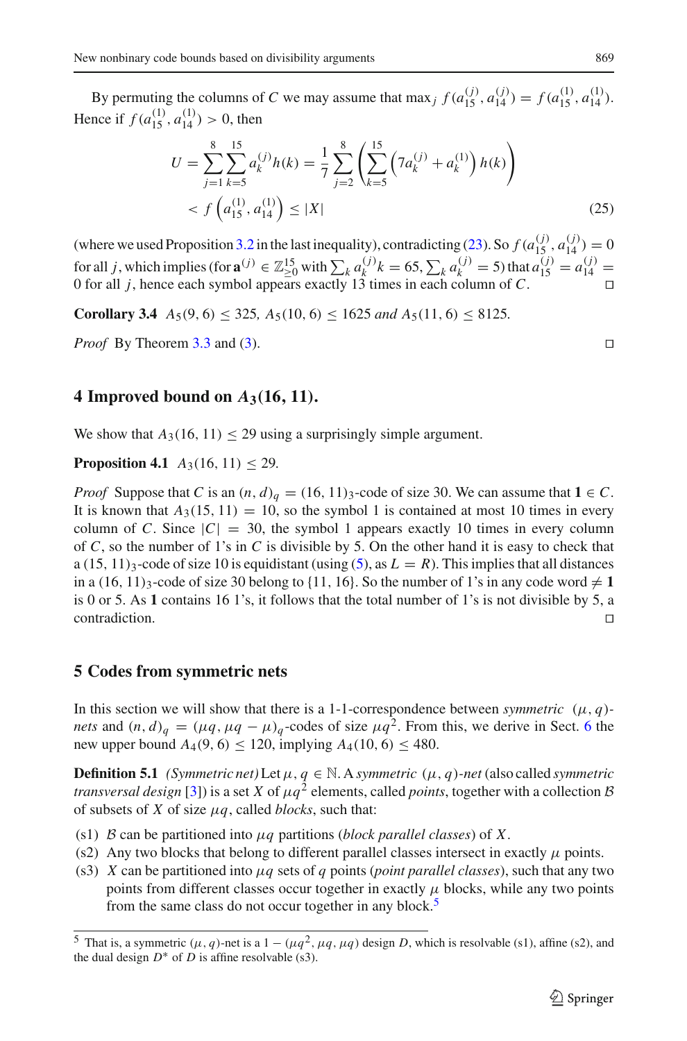By permuting the columns of $C$ we may assume that $\max_j f(a_{15}^{(j)}, a_{14}^{(j)}) = f(a_{15}^{(1)}, a_{14}^{(1)})$. Hence if $f(a_{15}^{(1)}, a_{14}^{(1)}) > 0$, then

$$U = \sum_{j=1}^{8}\sum_{k=5}^{15} a_k^{(j)} h(k) = \frac{1}{7}\sum_{j=2}^{8}\left(\sum_{k=5}^{15}\left(7a_k^{(j)} + a_k^{(1)}\right) h(k)\right)$$
$$< f\left(a_{15}^{(1)}, a_{14}^{(1)}\right) \le |X| \tag{25}$$

(where we used Proposition 3.2 in the last inequality), contradicting (23). So $f(a_{15}^{(j)}, a_{14}^{(j)}) = 0$ for all $j$, which implies (for $\mathbf{a}^{(j)} \in \mathbb{Z}_{\ge 0}^{15}$ with $\sum_k a_k^{(j)} k = 65$, $\sum_k a_k^{(j)} = 5$) that $a_{15}^{(j)} = a_{14}^{(j)} = 0$ for all $j$, hence each symbol appears exactly 13 times in each column of $C$. ◻

**Corollary 3.4** *$A_5(9, 6) \le 325$, $A_5(10, 6) \le 1625$ and $A_5(11, 6) \le 8125$.*

*Proof* By Theorem 3.3 and (3). ◻

## 4 Improved bound on $A_3(16, 11)$.

We show that $A_3(16, 11) \le 29$ using a surprisingly simple argument.

**Proposition 4.1** *$A_3(16, 11) \le 29$.*

*Proof* Suppose that $C$ is an $(n, d)_q = (16, 11)_3$-code of size 30. We can assume that $\mathbf{1} \in C$. It is known that $A_3(15, 11) = 10$, so the symbol 1 is contained at most 10 times in every column of $C$. Since $|C| = 30$, the symbol 1 appears exactly 10 times in every column of $C$, so the number of 1's in $C$ is divisible by 5. On the other hand it is easy to check that a $(15, 11)_3$-code of size 10 is equidistant (using (5), as $L = R$). This implies that all distances in a $(16, 11)_3$-code of size 30 belong to $\{11, 16\}$. So the number of 1's in any code word $\neq \mathbf{1}$ is 0 or 5. As $\mathbf{1}$ contains 16 1's, it follows that the total number of 1's is not divisible by 5, a contradiction. ◻

## 5 Codes from symmetric nets

In this section we will show that there is a 1-1-correspondence between *symmetric $(\mu, q)$-nets* and $(n, d)_q = (\mu q, \mu q - \mu)_q$-codes of size $\mu q^2$. From this, we derive in Sect. 6 the new upper bound $A_4(9, 6) \le 120$, implying $A_4(10, 6) \le 480$.

**Definition 5.1** *(Symmetric net)* Let $\mu, q \in \mathbb{N}$. A *symmetric $(\mu, q)$-net* (also called *symmetric transversal design* [3]) is a set $X$ of $\mu q^2$ elements, called *points*, together with a collection $\mathcal{B}$ of subsets of $X$ of size $\mu q$, called *blocks*, such that:

(s1) $\mathcal{B}$ can be partitioned into $\mu q$ partitions (*block parallel classes*) of $X$.
(s2) Any two blocks that belong to different parallel classes intersect in exactly $\mu$ points.
(s3) $X$ can be partitioned into $\mu q$ sets of $q$ points (*point parallel classes*), such that any two points from different classes occur together in exactly $\mu$ blocks, while any two points from the same class do not occur together in any block.[5]

[5] That is, a symmetric $(\mu, q)$-net is a $1 - (\mu q^2, \mu q, \mu q)$ design $D$, which is resolvable (s1), affine (s2), and the dual design $D^*$ of $D$ is affine resolvable (s3).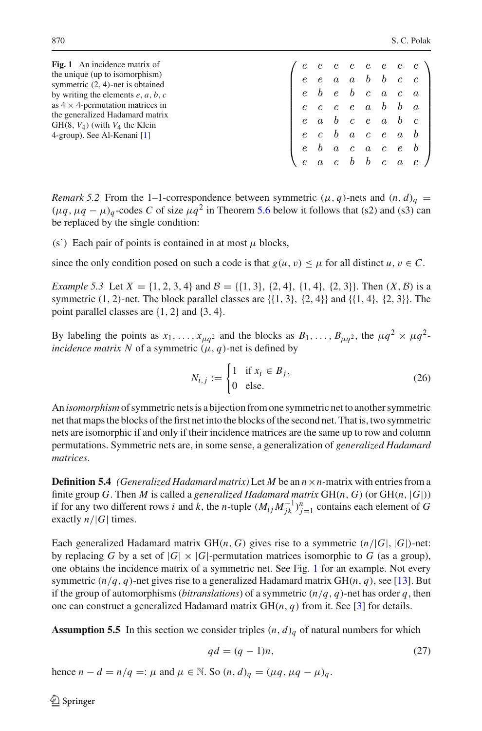**Fig. 1** An incidence matrix of the unique (up to isomorphism) symmetric $(2, 4)$-net is obtained by writing the elements $e, a, b, c$ as $4 \times 4$-permutation matrices in the generalized Hadamard matrix $\mathrm{GH}(8, V_4)$ (with $V_4$ the Klein 4-group). See Al-Kenani [1]

$$\begin{pmatrix} e & e & e & e & e & e & e & e \\ e & e & a & a & b & b & c & c \\ e & b & e & b & c & a & c & a \\ e & c & c & e & a & b & b & a \\ e & a & b & c & e & a & b & c \\ e & c & b & a & c & e & a & b \\ e & b & a & c & a & c & e & b \\ e & a & c & b & b & c & a & e \end{pmatrix}$$

*Remark 5.2* From the 1–1-correspondence between symmetric $(\mu, q)$-nets and $(n, d)_q = (\mu q, \mu q - \mu)_q$-codes $C$ of size $\mu q^2$ in Theorem 5.6 below it follows that (s2) and (s3) can be replaced by the single condition:

(s') Each pair of points is contained in at most $\mu$ blocks,

since the only condition posed on such a code is that $g(u, v) \le \mu$ for all distinct $u, v \in C$.

*Example 5.3* Let $X = \{1, 2, 3, 4\}$ and $\mathcal{B} = \{\{1, 3\}, \{2, 4\}, \{1, 4\}, \{2, 3\}\}$. Then $(X, \mathcal{B})$ is a symmetric $(1, 2)$-net. The block parallel classes are $\{\{1, 3\}, \{2, 4\}\}$ and $\{\{1, 4\}, \{2, 3\}\}$. The point parallel classes are $\{1, 2\}$ and $\{3, 4\}$.

By labeling the points as $x_1, \ldots, x_{\mu q^2}$ and the blocks as $B_1, \ldots, B_{\mu q^2}$, the $\mu q^2 \times \mu q^2$-*incidence matrix* $N$ of a symmetric $(\mu, q)$-net is defined by

$$N_{i,j} := \begin{cases} 1 & \text{if } x_i \in B_j, \\ 0 & \text{else.} \end{cases} \tag{26}$$

An *isomorphism* of symmetric nets is a bijection from one symmetric net to another symmetric net that maps the blocks of the first net into the blocks of the second net. That is, two symmetric nets are isomorphic if and only if their incidence matrices are the same up to row and column permutations. Symmetric nets are, in some sense, a generalization of *generalized Hadamard matrices*.

**Definition 5.4** *(Generalized Hadamard matrix)* Let $M$ be an $n \times n$-matrix with entries from a finite group $G$. Then $M$ is called a *generalized Hadamard matrix* $\mathrm{GH}(n, G)$ (or $\mathrm{GH}(n, |G|)$) if for any two different rows $i$ and $k$, the $n$-tuple $(M_{ij} M_{jk}^{-1})_{j=1}^n$ contains each element of $G$ exactly $n/|G|$ times.

Each generalized Hadamard matrix $\mathrm{GH}(n, G)$ gives rise to a symmetric $(n/|G|, |G|)$-net: by replacing $G$ by a set of $|G| \times |G|$-permutation matrices isomorphic to $G$ (as a group), one obtains the incidence matrix of a symmetric net. See Fig. 1 for an example. Not every symmetric $(n/q, q)$-net gives rise to a generalized Hadamard matrix $\mathrm{GH}(n, q)$, see [13]. But if the group of automorphisms (*bitranslations*) of a symmetric $(n/q, q)$-net has order $q$, then one can construct a generalized Hadamard matrix $\mathrm{GH}(n, q)$ from it. See [3] for details.

**Assumption 5.5** In this section we consider triples $(n, d)_q$ of natural numbers for which

$$qd = (q - 1)n, \tag{27}$$

hence $n - d = n/q =: \mu$ and $\mu \in \mathbb{N}$. So $(n, d)_q = (\mu q, \mu q - \mu)_q$.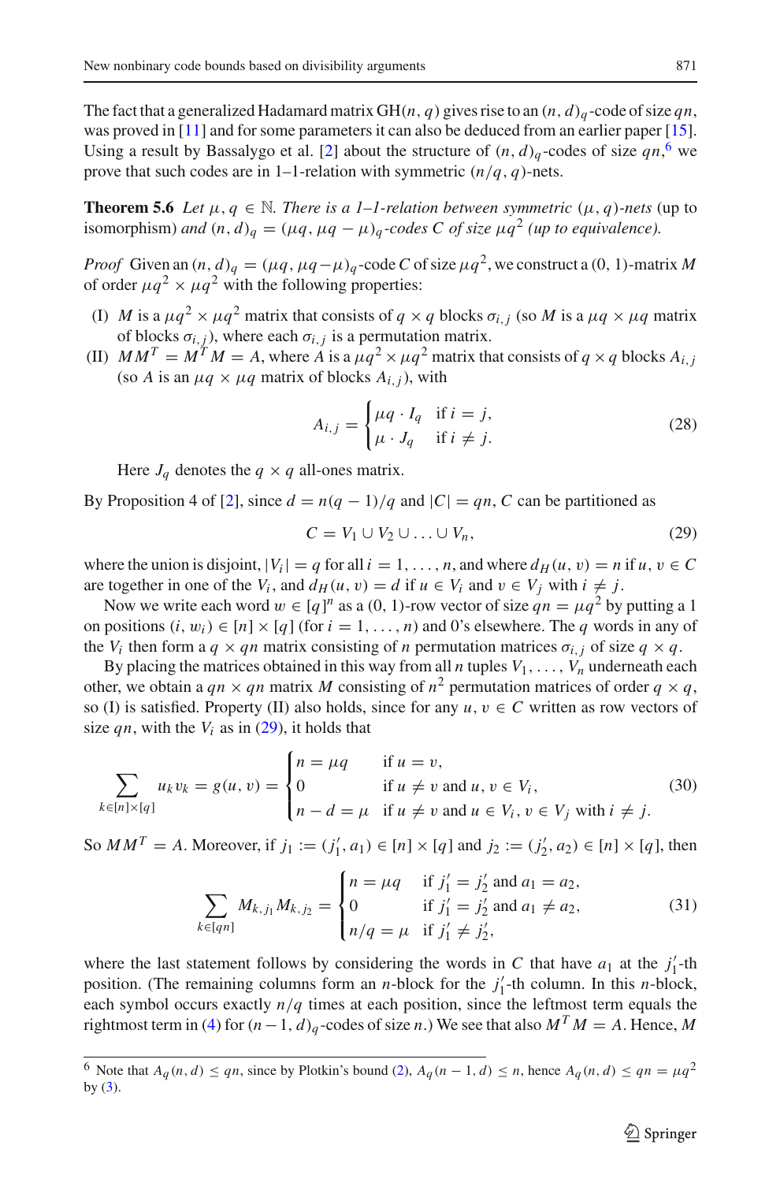The fact that a generalized Hadamard matrix $\mathrm{GH}(n, q)$ gives rise to an $(n, d)_q$-code of size $qn$, was proved in [11] and for some parameters it can also be deduced from an earlier paper [15]. Using a result by Bassalygo et al. [2] about the structure of $(n, d)_q$-codes of size $qn$,[6] we prove that such codes are in 1–1-relation with symmetric $(n/q, q)$-nets.

**Theorem 5.6** *Let $\mu, q \in \mathbb{N}$. There is a 1–1-relation between symmetric $(\mu, q)$-nets* (up to isomorphism) *and $(n, d)_q = (\mu q, \mu q - \mu)_q$-codes $C$ of size $\mu q^2$ (up to equivalence).*

*Proof* Given an $(n, d)_q = (\mu q, \mu q-\mu)_q$-code $C$ of size $\mu q^2$, we construct a (0, 1)-matrix $M$ of order $\mu q^2 \times \mu q^2$ with the following properties:

- (I) $M$ is a $\mu q^2 \times \mu q^2$ matrix that consists of $q \times q$ blocks $\sigma_{i,j}$ (so $M$ is a $\mu q \times \mu q$ matrix of blocks $\sigma_{i,j}$), where each $\sigma_{i,j}$ is a permutation matrix.
- (II) $MM^T = M^T M = A$, where $A$ is a $\mu q^2 \times \mu q^2$ matrix that consists of $q \times q$ blocks $A_{i,j}$ (so $A$ is an $\mu q \times \mu q$ matrix of blocks $A_{i,j}$), with

$$A_{i,j} = \begin{cases} \mu q \cdot I_q & \text{if } i = j, \\ \mu \cdot J_q & \text{if } i \neq j. \end{cases} \tag{28}$$

  Here $J_q$ denotes the $q \times q$ all-ones matrix.

By Proposition 4 of [2], since $d = n(q-1)/q$ and $|C| = qn$, $C$ can be partitioned as

$$C = V_1 \cup V_2 \cup \ldots \cup V_n, \tag{29}$$

where the union is disjoint, $|V_i| = q$ for all $i = 1, \ldots, n$, and where $d_H(u, v) = n$ if $u, v \in C$ are together in one of the $V_i$, and $d_H(u, v) = d$ if $u \in V_i$ and $v \in V_j$ with $i \neq j$.

Now we write each word $w \in [q]^n$ as a (0, 1)-row vector of size $qn = \mu q^2$ by putting a 1 on positions $(i, w_i) \in [n] \times [q]$ (for $i = 1, \ldots, n$) and 0's elsewhere. The $q$ words in any of the $V_i$ then form a $q \times qn$ matrix consisting of $n$ permutation matrices $\sigma_{i,j}$ of size $q \times q$.

By placing the matrices obtained in this way from all $n$ tuples $V_1, \ldots, V_n$ underneath each other, we obtain a $qn \times qn$ matrix $M$ consisting of $n^2$ permutation matrices of order $q \times q$, so (I) is satisfied. Property (II) also holds, since for any $u, v \in C$ written as row vectors of size $qn$, with the $V_i$ as in (29), it holds that

$$\sum_{k \in [n] \times [q]} u_k v_k = g(u, v) = \begin{cases} n = \mu q & \text{if } u = v, \\ 0 & \text{if } u \neq v \text{ and } u, v \in V_i, \\ n - d = \mu & \text{if } u \neq v \text{ and } u \in V_i, v \in V_j \text{ with } i \neq j. \end{cases} \tag{30}$$

So $MM^T = A$. Moreover, if $j_1 := (j_1', a_1) \in [n] \times [q]$ and $j_2 := (j_2', a_2) \in [n] \times [q]$, then

$$\sum_{k \in [qn]} M_{k,j_1} M_{k,j_2} = \begin{cases} n = \mu q & \text{if } j_1' = j_2' \text{ and } a_1 = a_2, \\ 0 & \text{if } j_1' = j_2' \text{ and } a_1 \neq a_2, \\ n/q = \mu & \text{if } j_1' \neq j_2', \end{cases} \tag{31}$$

where the last statement follows by considering the words in $C$ that have $a_1$ at the $j_1'$-th position. (The remaining columns form an $n$-block for the $j_1'$-th column. In this $n$-block, each symbol occurs exactly $n/q$ times at each position, since the leftmost term equals the rightmost term in (4) for $(n-1, d)_q$-codes of size $n$.) We see that also $M^T M = A$. Hence, $M$

[6] Note that $A_q(n, d) \leq qn$, since by Plotkin's bound (2), $A_q(n-1, d) \leq n$, hence $A_q(n, d) \leq qn = \mu q^2$ by (3).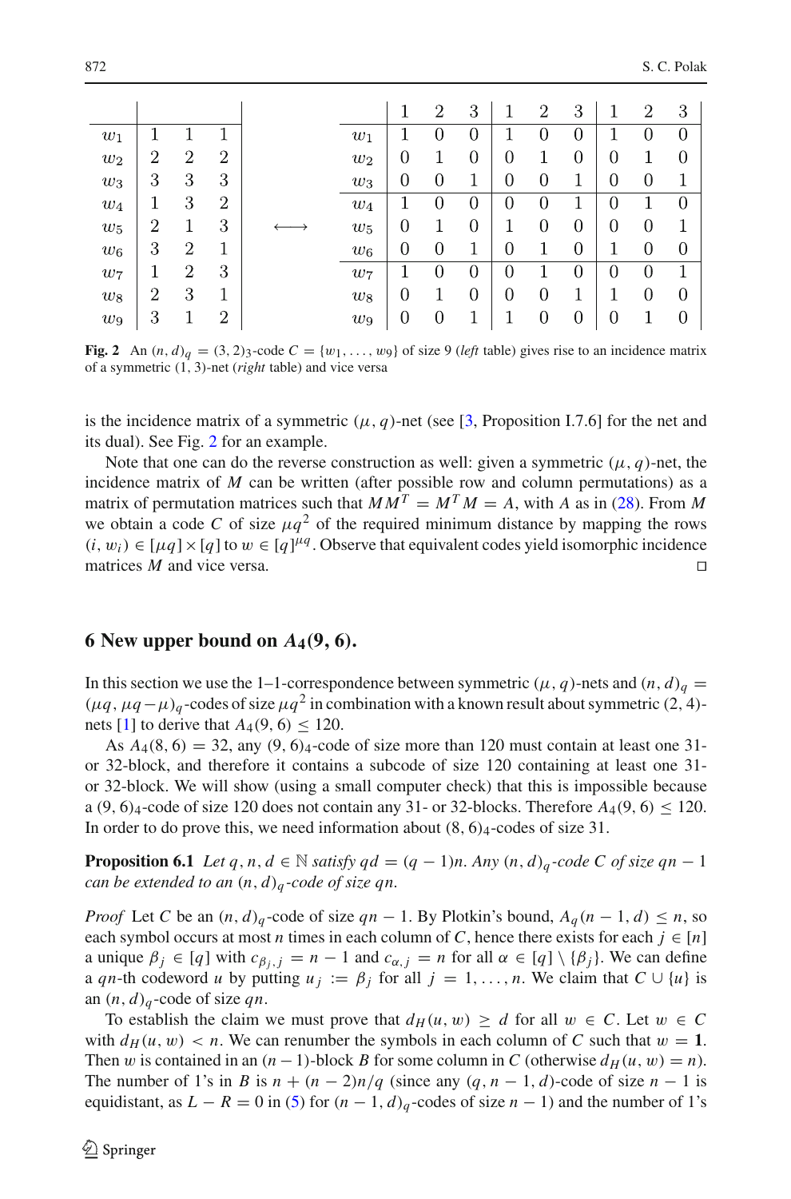| | | | |
|---|---|---|---|
| $w_1$ | 1 | 1 | 1 |
| $w_2$ | 2 | 2 | 2 |
| $w_3$ | 3 | 3 | 3 |
| $w_4$ | 1 | 3 | 2 |
| $w_5$ | 2 | 1 | 3 |
| $w_6$ | 3 | 2 | 1 |
| $w_7$ | 1 | 2 | 3 |
| $w_8$ | 2 | 3 | 1 |
| $w_9$ | 3 | 1 | 2 |

$\longleftrightarrow$

| | 1 | 2 | 3 | 1 | 2 | 3 | 1 | 2 | 3 |
|---|---|---|---|---|---|---|---|---|---|
| $w_1$ | 1 | 0 | 0 | 1 | 0 | 0 | 1 | 0 | 0 |
| $w_2$ | 0 | 1 | 0 | 0 | 1 | 0 | 0 | 1 | 0 |
| $w_3$ | 0 | 0 | 1 | 0 | 0 | 1 | 0 | 0 | 1 |
| $w_4$ | 1 | 0 | 0 | 0 | 0 | 1 | 0 | 1 | 0 |
| $w_5$ | 0 | 1 | 0 | 1 | 0 | 0 | 0 | 0 | 1 |
| $w_6$ | 0 | 0 | 1 | 0 | 1 | 0 | 1 | 0 | 0 |
| $w_7$ | 1 | 0 | 0 | 0 | 1 | 0 | 0 | 0 | 1 |
| $w_8$ | 0 | 1 | 0 | 0 | 0 | 1 | 1 | 0 | 0 |
| $w_9$ | 0 | 0 | 1 | 1 | 0 | 0 | 0 | 1 | 0 |

**Fig. 2** An $(n, d)_q = (3, 2)_3$-code $C = \{w_1, \ldots, w_9\}$ of size 9 (*left* table) gives rise to an incidence matrix of a symmetric $(1, 3)$-net (*right* table) and vice versa

is the incidence matrix of a symmetric $(\mu, q)$-net (see [3, Proposition I.7.6] for the net and its dual). See Fig. 2 for an example.

Note that one can do the reverse construction as well: given a symmetric $(\mu, q)$-net, the incidence matrix of $M$ can be written (after possible row and column permutations) as a matrix of permutation matrices such that $MM^T = M^T M = A$, with $A$ as in (28). From $M$ we obtain a code $C$ of size $\mu q^2$ of the required minimum distance by mapping the rows $(i, w_i) \in [\mu q] \times [q]$ to $w \in [q]^{\mu q}$. Observe that equivalent codes yield isomorphic incidence matrices $M$ and vice versa. $\square$

## 6 New upper bound on $A_4(9, 6)$.

In this section we use the 1–1-correspondence between symmetric $(\mu, q)$-nets and $(n, d)_q = (\mu q, \mu q - \mu)_q$-codes of size $\mu q^2$ in combination with a known result about symmetric $(2, 4)$-nets [1] to derive that $A_4(9, 6) \leq 120$.

As $A_4(8, 6) = 32$, any $(9, 6)_4$-code of size more than 120 must contain at least one 31- or 32-block, and therefore it contains a subcode of size 120 containing at least one 31- or 32-block. We will show (using a small computer check) that this is impossible because a $(9, 6)_4$-code of size 120 does not contain any 31- or 32-blocks. Therefore $A_4(9, 6) \leq 120$. In order to do prove this, we need information about $(8, 6)_4$-codes of size 31.

**Proposition 6.1** *Let $q, n, d \in \mathbb{N}$ satisfy $qd = (q-1)n$. Any $(n, d)_q$-code $C$ of size $qn - 1$ can be extended to an $(n, d)_q$-code of size $qn$.*

*Proof* Let $C$ be an $(n, d)_q$-code of size $qn - 1$. By Plotkin's bound, $A_q(n-1, d) \leq n$, so each symbol occurs at most $n$ times in each column of $C$, hence there exists for each $j \in [n]$ a unique $\beta_j \in [q]$ with $c_{\beta_j, j} = n - 1$ and $c_{\alpha, j} = n$ for all $\alpha \in [q] \setminus \{\beta_j\}$. We can define a $qn$-th codeword $u$ by putting $u_j := \beta_j$ for all $j = 1, \ldots, n$. We claim that $C \cup \{u\}$ is an $(n, d)_q$-code of size $qn$.

To establish the claim we must prove that $d_H(u, w) \geq d$ for all $w \in C$. Let $w \in C$ with $d_H(u, w) < n$. We can renumber the symbols in each column of $C$ such that $w = \mathbf{1}$. Then $w$ is contained in an $(n-1)$-block $B$ for some column in $C$ (otherwise $d_H(u, w) = n$). The number of 1's in $B$ is $n + (n-2)n/q$ (since any $(q, n-1, d)$-code of size $n-1$ is equidistant, as $L - R = 0$ in (5) for $(n-1, d)_q$-codes of size $n-1$ and the number of 1's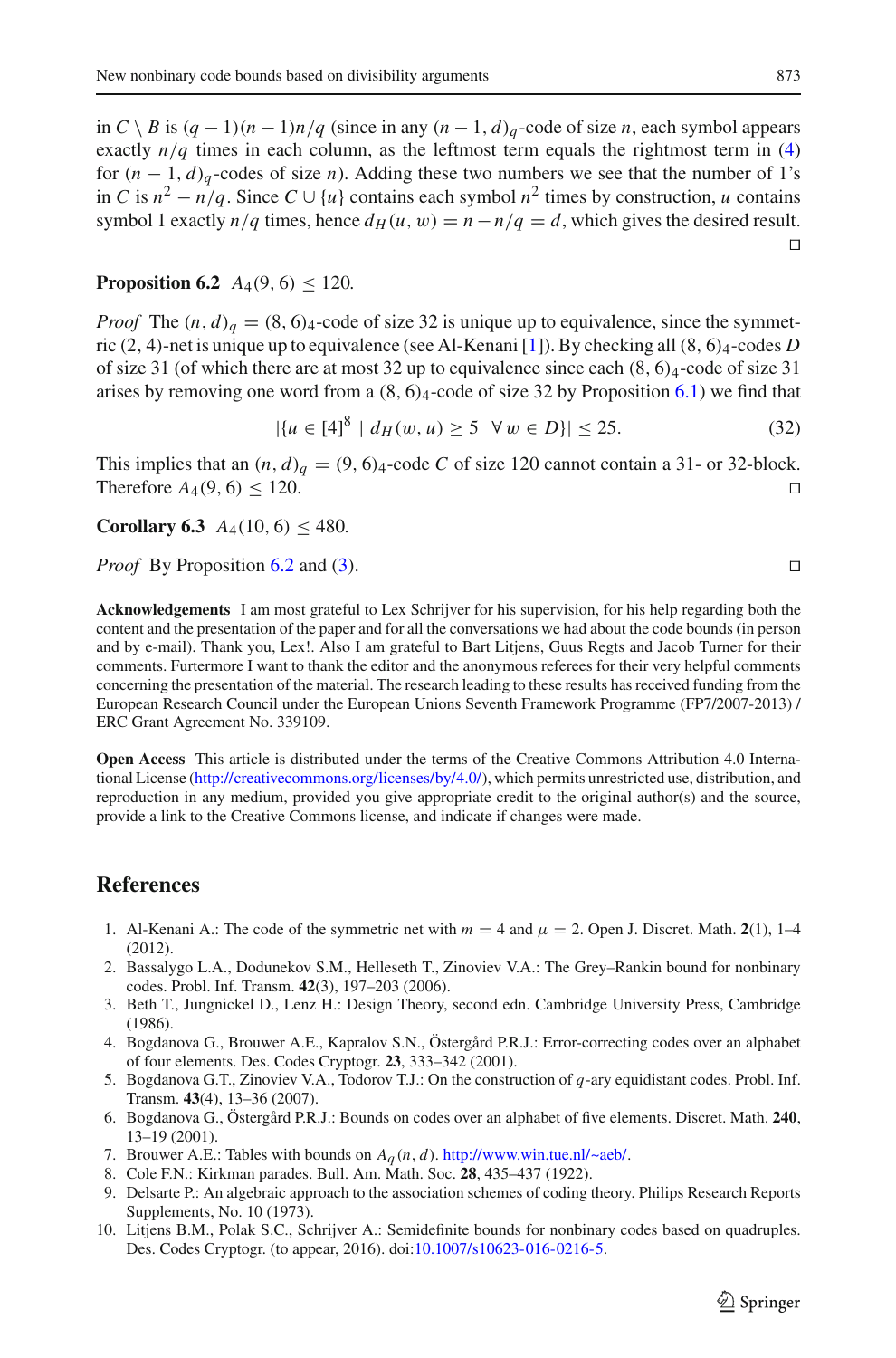in $C \setminus B$ is $(q-1)(n-1)n/q$ (since in any $(n-1,d)_q$-code of size $n$, each symbol appears exactly $n/q$ times in each column, as the leftmost term equals the rightmost term in (4) for $(n-1,d)_q$-codes of size $n$). Adding these two numbers we see that the number of 1's in $C$ is $n^2 - n/q$. Since $C \cup \{u\}$ contains each symbol $n^2$ times by construction, $u$ contains symbol 1 exactly $n/q$ times, hence $d_H(u,w) = n - n/q = d$, which gives the desired result. □

**Proposition 6.2** $A_4(9,6) \leq 120$.

*Proof* The $(n,d)_q = (8,6)_4$-code of size 32 is unique up to equivalence, since the symmetric $(2,4)$-net is unique up to equivalence (see Al-Kenani [1]). By checking all $(8,6)_4$-codes $D$ of size 31 (of which there are at most 32 up to equivalence since each $(8,6)_4$-code of size 31 arises by removing one word from a $(8,6)_4$-code of size 32 by Proposition 6.1) we find that

$$|\{u \in [4]^8 \mid d_H(w,u) \geq 5 \quad \forall\, w \in D\}| \leq 25. \tag{32}$$

This implies that an $(n,d)_q = (9,6)_4$-code $C$ of size 120 cannot contain a 31- or 32-block. Therefore $A_4(9,6) \leq 120$. □

**Corollary 6.3** $A_4(10,6) \leq 480$.

*Proof* By Proposition 6.2 and (3). □

**Acknowledgements** I am most grateful to Lex Schrijver for his supervision, for his help regarding both the content and the presentation of the paper and for all the conversations we had about the code bounds (in person and by e-mail). Thank you, Lex!. Also I am grateful to Bart Litjens, Guus Regts and Jacob Turner for their comments. Furtermore I want to thank the editor and the anonymous referees for their very helpful comments concerning the presentation of the material. The research leading to these results has received funding from the European Research Council under the European Unions Seventh Framework Programme (FP7/2007-2013) / ERC Grant Agreement No. 339109.

**Open Access** This article is distributed under the terms of the Creative Commons Attribution 4.0 International License (http://creativecommons.org/licenses/by/4.0/), which permits unrestricted use, distribution, and reproduction in any medium, provided you give appropriate credit to the original author(s) and the source, provide a link to the Creative Commons license, and indicate if changes were made.

## References

1. Al-Kenani A.: The code of the symmetric net with $m = 4$ and $\mu = 2$. Open J. Discret. Math. **2**(1), 1–4 (2012).
2. Bassalygo L.A., Dodunekov S.M., Helleseth T., Zinoviev V.A.: The Grey–Rankin bound for nonbinary codes. Probl. Inf. Transm. **42**(3), 197–203 (2006).
3. Beth T., Jungnickel D., Lenz H.: Design Theory, second edn. Cambridge University Press, Cambridge (1986).
4. Bogdanova G., Brouwer A.E., Kapralov S.N., Östergård P.R.J.: Error-correcting codes over an alphabet of four elements. Des. Codes Cryptogr. **23**, 333–342 (2001).
5. Bogdanova G.T., Zinoviev V.A., Todorov T.J.: On the construction of $q$-ary equidistant codes. Probl. Inf. Transm. **43**(4), 13–36 (2007).
6. Bogdanova G., Östergård P.R.J.: Bounds on codes over an alphabet of five elements. Discret. Math. **240**, 13–19 (2001).
7. Brouwer A.E.: Tables with bounds on $A_q(n,d)$. http://www.win.tue.nl/~aeb/.
8. Cole F.N.: Kirkman parades. Bull. Am. Math. Soc. **28**, 435–437 (1922).
9. Delsarte P.: An algebraic approach to the association schemes of coding theory. Philips Research Reports Supplements, No. 10 (1973).
10. Litjens B.M., Polak S.C., Schrijver A.: Semidefinite bounds for nonbinary codes based on quadruples. Des. Codes Cryptogr. (to appear, 2016). doi:10.1007/s10623-016-0216-5.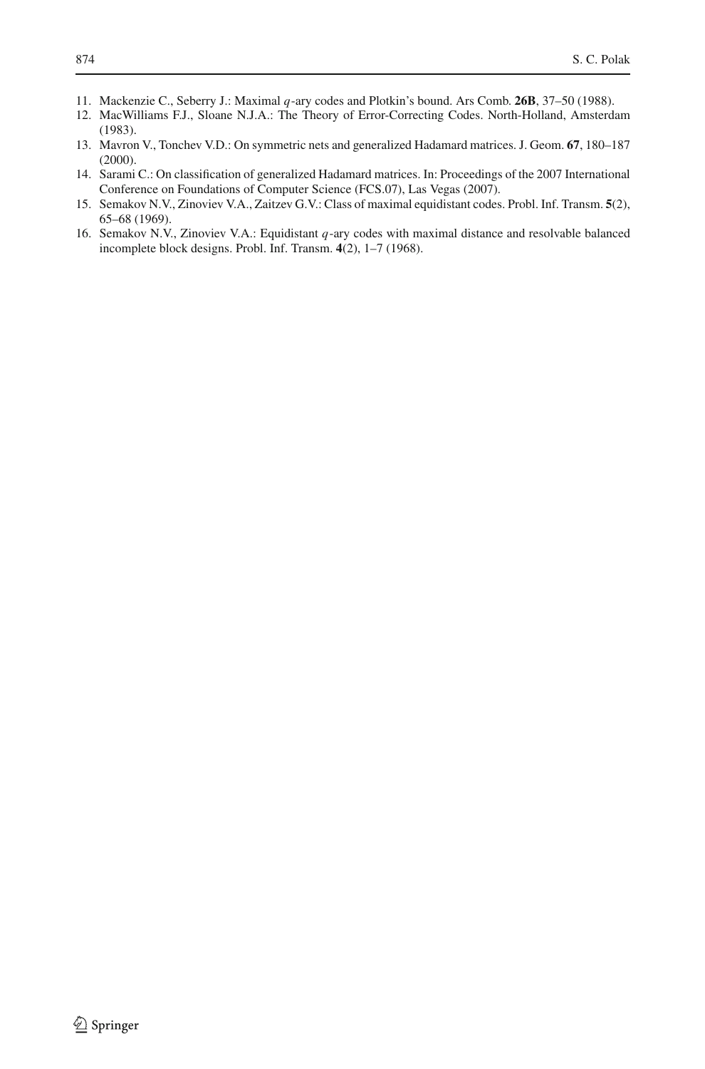11. Mackenzie C., Seberry J.: Maximal $q$-ary codes and Plotkin's bound. Ars Comb. **26B**, 37–50 (1988).
12. MacWilliams F.J., Sloane N.J.A.: The Theory of Error-Correcting Codes. North-Holland, Amsterdam (1983).
13. Mavron V., Tonchev V.D.: On symmetric nets and generalized Hadamard matrices. J. Geom. **67**, 180–187 (2000).
14. Sarami C.: On classification of generalized Hadamard matrices. In: Proceedings of the 2007 International Conference on Foundations of Computer Science (FCS.07), Las Vegas (2007).
15. Semakov N.V., Zinoviev V.A., Zaitzev G.V.: Class of maximal equidistant codes. Probl. Inf. Transm. **5**(2), 65–68 (1969).
16. Semakov N.V., Zinoviev V.A.: Equidistant $q$-ary codes with maximal distance and resolvable balanced incomplete block designs. Probl. Inf. Transm. **4**(2), 1–7 (1968).